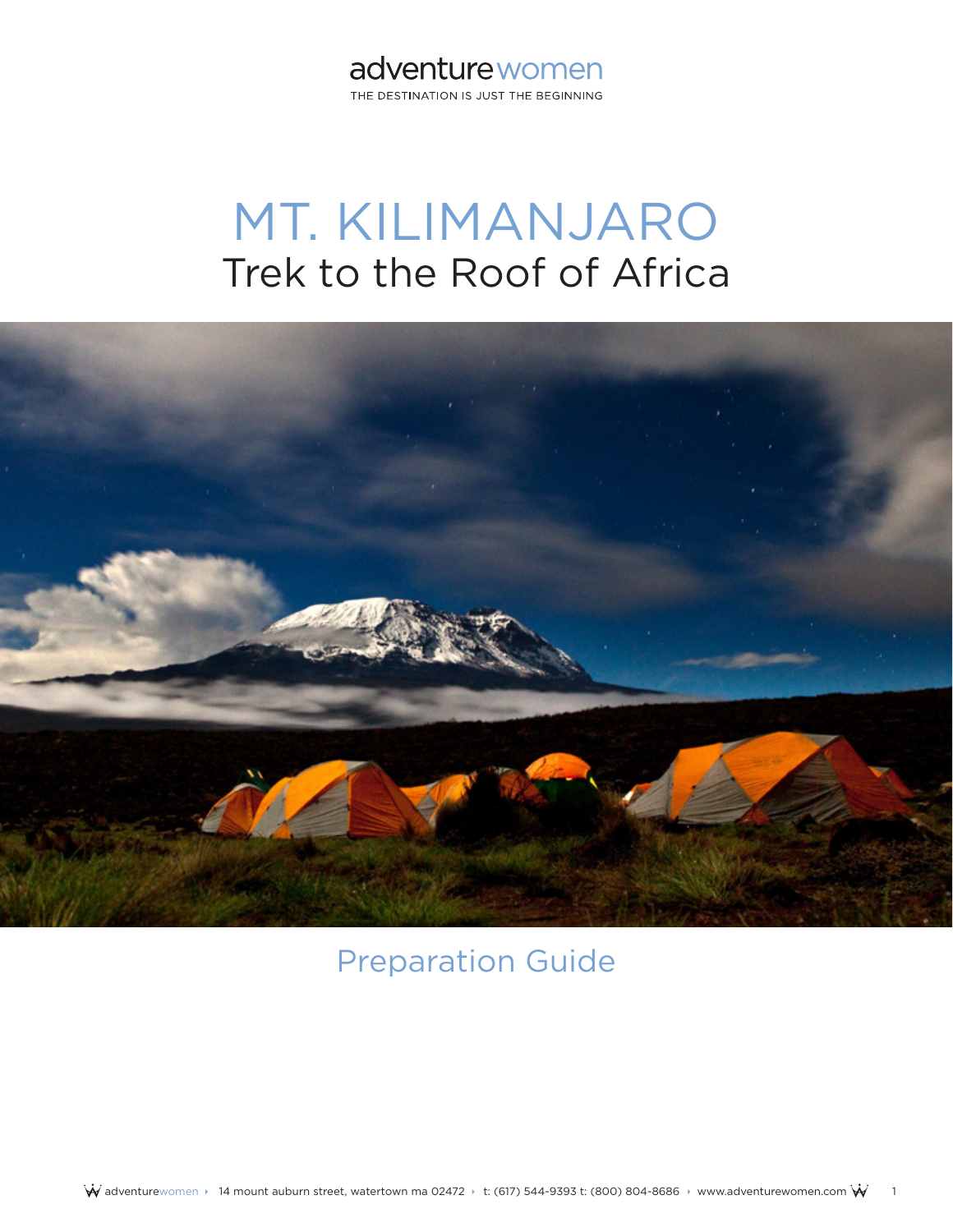adventurewomen

THE DESTINATION IS JUST THE BEGINNING

# MT. KILIMANJARO

## Trek to the Roof of Africa

## Preparation Guide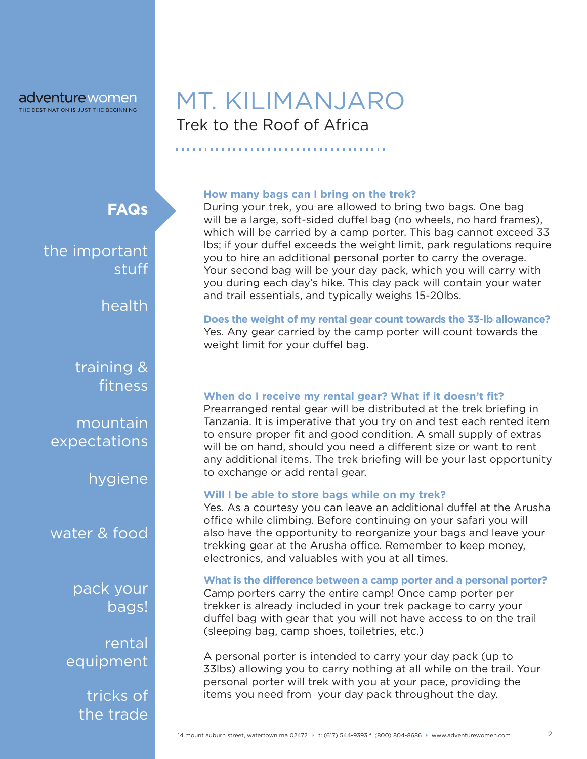adventurewomen
THE DESTINATION IS JUST THE BEGINNING

# MT. KILIMANJARO

## Trek to the Roof of Africa

**FAQs**

the important stuff

health

training & fitness

mountain expectations

hygiene

water & food

pack your bags!

rental equipment

tricks of the trade

### How many bags can I bring on the trek?

During your trek, you are allowed to bring two bags. One bag will be a large, soft-sided duffel bag (no wheels, no hard frames), which will be carried by a camp porter. This bag cannot exceed 33 lbs; if your duffel exceeds the weight limit, park regulations require you to hire an additional personal porter to carry the overage. Your second bag will be your day pack, which you will carry with you during each day's hike. This day pack will contain your water and trail essentials, and typically weighs 15-20lbs.

### Does the weight of my rental gear count towards the 33-lb allowance?

Yes. Any gear carried by the camp porter will count towards the weight limit for your duffel bag.

### When do I receive my rental gear? What if it doesn't fit?

Prearranged rental gear will be distributed at the trek briefing in Tanzania. It is imperative that you try on and test each rented item to ensure proper fit and good condition. A small supply of extras will be on hand, should you need a different size or want to rent any additional items. The trek briefing will be your last opportunity to exchange or add rental gear.

### Will I be able to store bags while on my trek?

Yes. As a courtesy you can leave an additional duffel at the Arusha office while climbing. Before continuing on your safari you will also have the opportunity to reorganize your bags and leave your trekking gear at the Arusha office. Remember to keep money, electronics, and valuables with you at all times.

### What is the difference between a camp porter and a personal porter?

Camp porters carry the entire camp! Once camp porter per trekker is already included in your trek package to carry your duffel bag with gear that you will not have access to on the trail (sleeping bag, camp shoes, toiletries, etc.)

A personal porter is intended to carry your day pack (up to 33lbs) allowing you to carry nothing at all while on the trail. Your personal porter will trek with you at your pace, providing the items you need from your day pack throughout the day.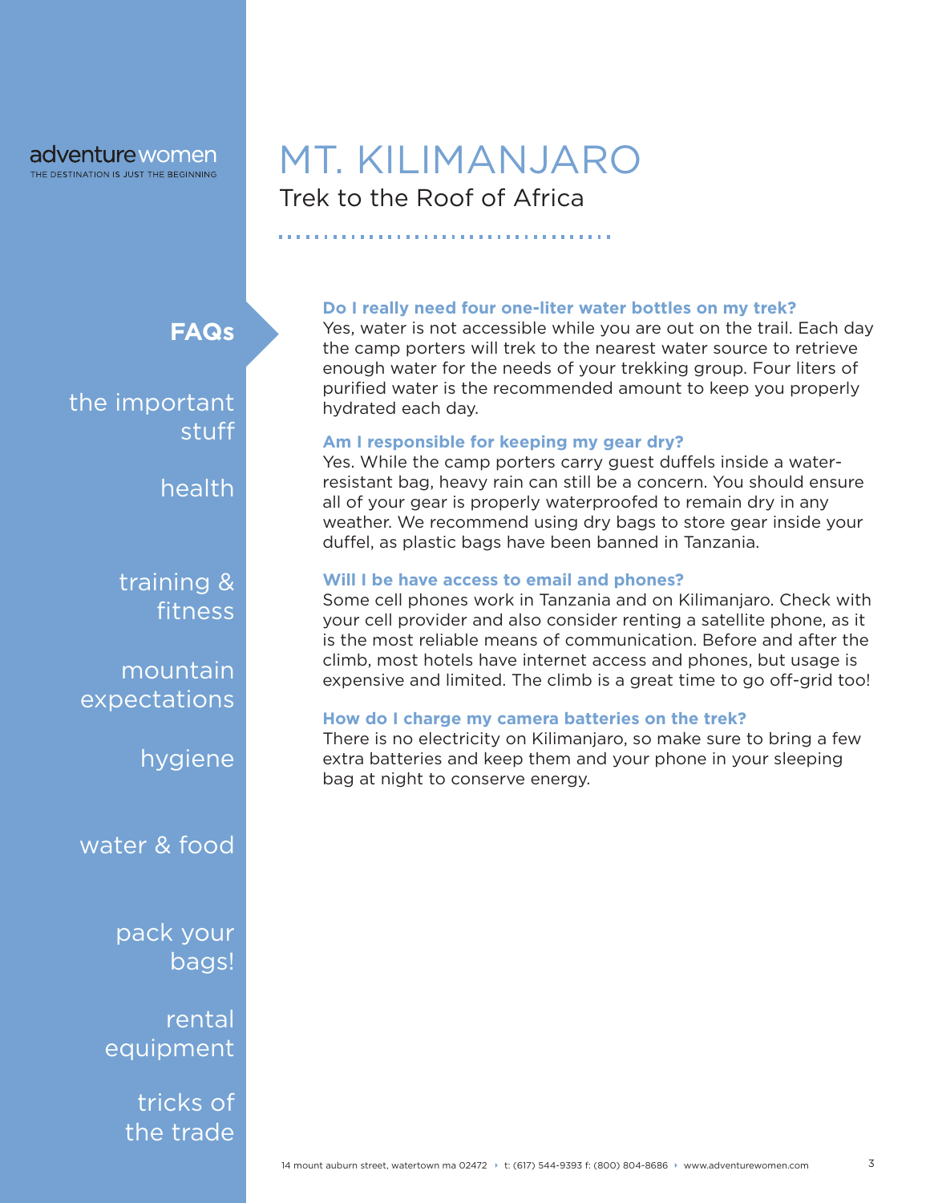adventurewomen
THE DESTINATION IS JUST THE BEGINNING

# MT. KILIMANJARO

## Trek to the Roof of Africa

**FAQs**

the important stuff

health

training & fitness

mountain expectations

hygiene

water & food

pack your bags!

rental equipment

tricks of the trade

### Do I really need four one-liter water bottles on my trek?

Yes, water is not accessible while you are out on the trail. Each day the camp porters will trek to the nearest water source to retrieve enough water for the needs of your trekking group. Four liters of purified water is the recommended amount to keep you properly hydrated each day.

### Am I responsible for keeping my gear dry?

Yes. While the camp porters carry guest duffels inside a water-resistant bag, heavy rain can still be a concern. You should ensure all of your gear is properly waterproofed to remain dry in any weather. We recommend using dry bags to store gear inside your duffel, as plastic bags have been banned in Tanzania.

### Will I be have access to email and phones?

Some cell phones work in Tanzania and on Kilimanjaro. Check with your cell provider and also consider renting a satellite phone, as it is the most reliable means of communication. Before and after the climb, most hotels have internet access and phones, but usage is expensive and limited. The climb is a great time to go off-grid too!

### How do I charge my camera batteries on the trek?

There is no electricity on Kilimanjaro, so make sure to bring a few extra batteries and keep them and your phone in your sleeping bag at night to conserve energy.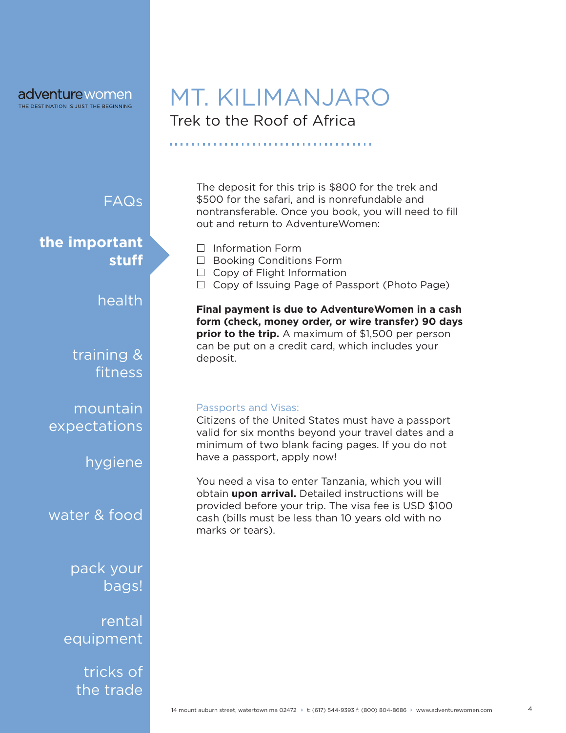# MT. KILIMANJARO

## Trek to the Roof of Africa

The deposit for this trip is $800 for the trek and $500 for the safari, and is nonrefundable and nontransferable. Once you book, you will need to fill out and return to AdventureWomen:

- ☐ Information Form
- ☐ Booking Conditions Form
- ☐ Copy of Flight Information
- ☐ Copy of Issuing Page of Passport (Photo Page)

**Final payment is due to AdventureWomen in a cash form (check, money order, or wire transfer) 90 days prior to the trip.** A maximum of $1,500 per person can be put on a credit card, which includes your deposit.

### Passports and Visas:

Citizens of the United States must have a passport valid for six months beyond your travel dates and a minimum of two blank facing pages. If you do not have a passport, apply now!

You need a visa to enter Tanzania, which you will obtain **upon arrival.** Detailed instructions will be provided before your trip. The visa fee is USD $100 cash (bills must be less than 10 years old with no marks or tears).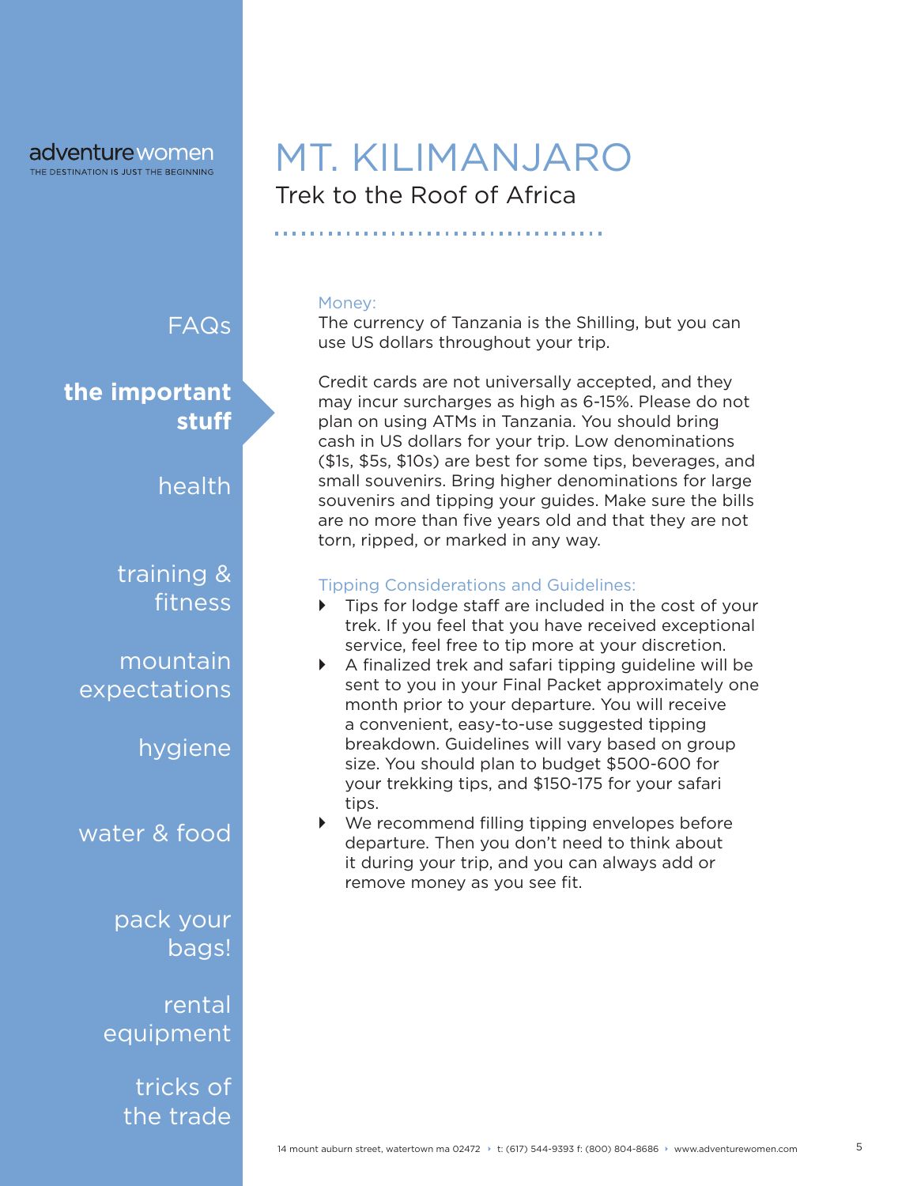adventurewomen
THE DESTINATION IS JUST THE BEGINNING

# MT. KILIMANJARO

## Trek to the Roof of Africa

FAQs

**the important stuff**

health

training & fitness

mountain expectations

hygiene

water & food

pack your bags!

rental equipment

tricks of the trade

### Money:

The currency of Tanzania is the Shilling, but you can use US dollars throughout your trip.

Credit cards are not universally accepted, and they may incur surcharges as high as 6-15%. Please do not plan on using ATMs in Tanzania. You should bring cash in US dollars for your trip. Low denominations ($1s, $5s, $10s) are best for some tips, beverages, and small souvenirs. Bring higher denominations for large souvenirs and tipping your guides. Make sure the bills are no more than five years old and that they are not torn, ripped, or marked in any way.

### Tipping Considerations and Guidelines:

- Tips for lodge staff are included in the cost of your trek. If you feel that you have received exceptional service, feel free to tip more at your discretion.
- A finalized trek and safari tipping guideline will be sent to you in your Final Packet approximately one month prior to your departure. You will receive a convenient, easy-to-use suggested tipping breakdown. Guidelines will vary based on group size. You should plan to budget $500-600 for your trekking tips, and $150-175 for your safari tips.
- We recommend filling tipping envelopes before departure. Then you don't need to think about it during your trip, and you can always add or remove money as you see fit.

14 mount auburn street, watertown ma 02472 ‣ t: (617) 544-9393 f: (800) 804-8686 ‣ www.adventurewomen.com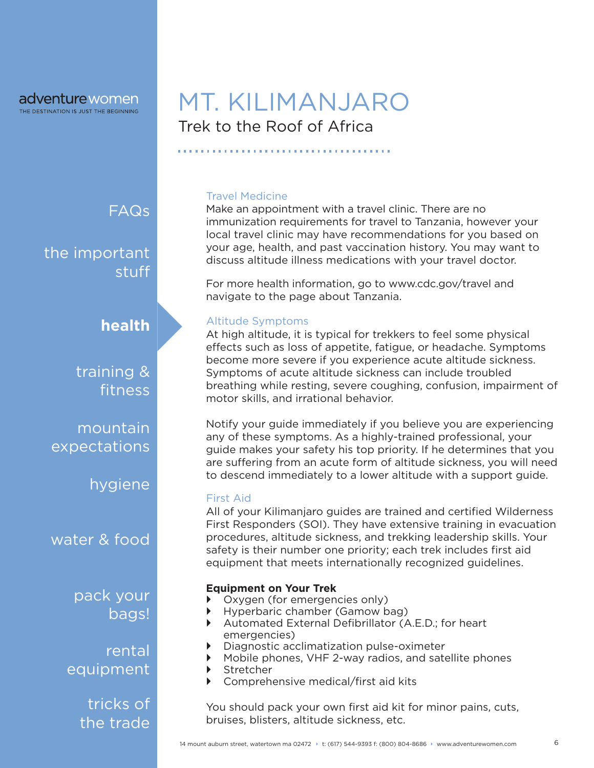# MT. KILIMANJARO

## Trek to the Roof of Africa

FAQs

the important stuff

**health**

training & fitness

mountain expectations

hygiene

water & food

pack your bags!

rental equipment

tricks of the trade

### Travel Medicine

Make an appointment with a travel clinic. There are no immunization requirements for travel to Tanzania, however your local travel clinic may have recommendations for you based on your age, health, and past vaccination history. You may want to discuss altitude illness medications with your travel doctor.

For more health information, go to www.cdc.gov/travel and navigate to the page about Tanzania.

### Altitude Symptoms

At high altitude, it is typical for trekkers to feel some physical effects such as loss of appetite, fatigue, or headache. Symptoms become more severe if you experience acute altitude sickness. Symptoms of acute altitude sickness can include troubled breathing while resting, severe coughing, confusion, impairment of motor skills, and irrational behavior.

Notify your guide immediately if you believe you are experiencing any of these symptoms. As a highly-trained professional, your guide makes your safety his top priority. If he determines that you are suffering from an acute form of altitude sickness, you will need to descend immediately to a lower altitude with a support guide.

### First Aid

All of your Kilimanjaro guides are trained and certified Wilderness First Responders (SOI). They have extensive training in evacuation procedures, altitude sickness, and trekking leadership skills. Your safety is their number one priority; each trek includes first aid equipment that meets internationally recognized guidelines.

**Equipment on Your Trek**

- Oxygen (for emergencies only)
- Hyperbaric chamber (Gamow bag)
- Automated External Defibrillator (A.E.D.; for heart emergencies)
- Diagnostic acclimatization pulse-oximeter
- Mobile phones, VHF 2-way radios, and satellite phones
- Stretcher
- Comprehensive medical/first aid kits

You should pack your own first aid kit for minor pains, cuts, bruises, blisters, altitude sickness, etc.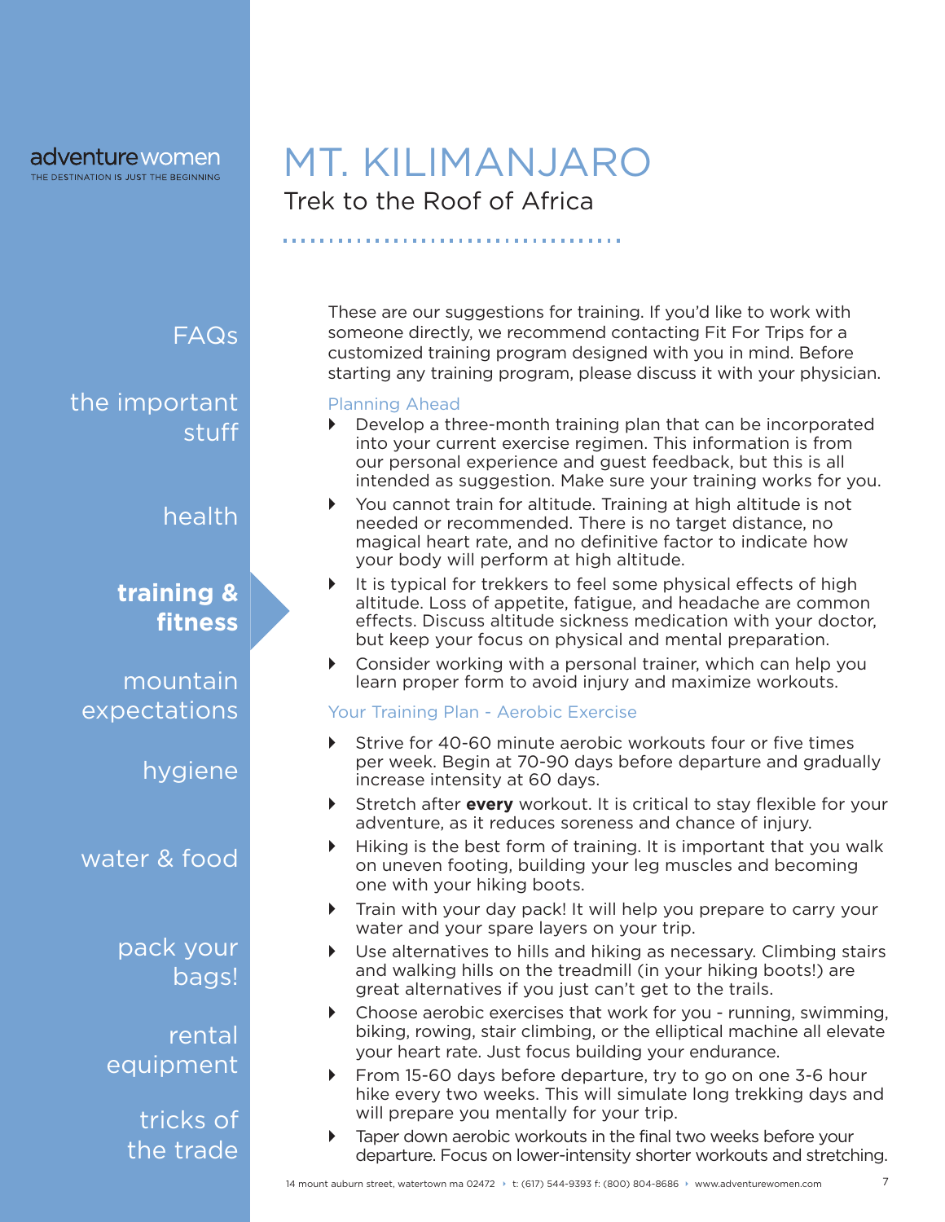# MT. KILIMANJARO

## Trek to the Roof of Africa

These are our suggestions for training. If you'd like to work with someone directly, we recommend contacting Fit For Trips for a customized training program designed with you in mind. Before starting any training program, please discuss it with your physician.

### Planning Ahead

- Develop a three-month training plan that can be incorporated into your current exercise regimen. This information is from our personal experience and guest feedback, but this is all intended as suggestion. Make sure your training works for you.
- You cannot train for altitude. Training at high altitude is not needed or recommended. There is no target distance, no magical heart rate, and no definitive factor to indicate how your body will perform at high altitude.
- It is typical for trekkers to feel some physical effects of high altitude. Loss of appetite, fatigue, and headache are common effects. Discuss altitude sickness medication with your doctor, but keep your focus on physical and mental preparation.
- Consider working with a personal trainer, which can help you learn proper form to avoid injury and maximize workouts.

### Your Training Plan - Aerobic Exercise

- Strive for 40-60 minute aerobic workouts four or five times per week. Begin at 70-90 days before departure and gradually increase intensity at 60 days.
- Stretch after **every** workout. It is critical to stay flexible for your adventure, as it reduces soreness and chance of injury.
- Hiking is the best form of training. It is important that you walk on uneven footing, building your leg muscles and becoming one with your hiking boots.
- Train with your day pack! It will help you prepare to carry your water and your spare layers on your trip.
- Use alternatives to hills and hiking as necessary. Climbing stairs and walking hills on the treadmill (in your hiking boots!) are great alternatives if you just can't get to the trails.
- Choose aerobic exercises that work for you - running, swimming, biking, rowing, stair climbing, or the elliptical machine all elevate your heart rate. Just focus building your endurance.
- From 15-60 days before departure, try to go on one 3-6 hour hike every two weeks. This will simulate long trekking days and will prepare you mentally for your trip.
- Taper down aerobic workouts in the final two weeks before your departure. Focus on lower-intensity shorter workouts and stretching.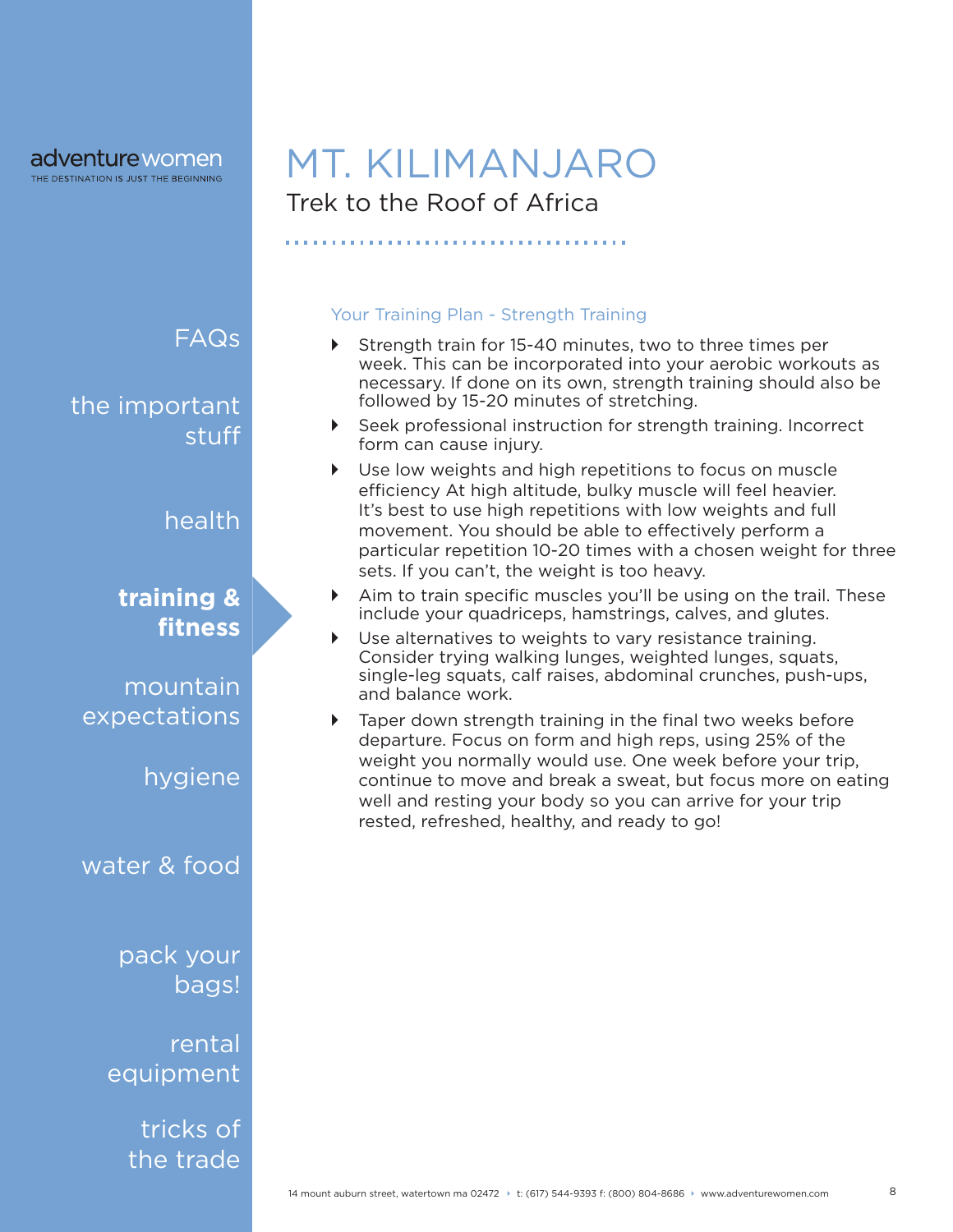adventurewomen
THE DESTINATION IS JUST THE BEGINNING

# MT. KILIMANJARO

## Trek to the Roof of Africa

FAQs

the important stuff

health

**training & fitness**

mountain expectations

hygiene

water & food

pack your bags!

rental equipment

tricks of the trade

### Your Training Plan - Strength Training

- Strength train for 15-40 minutes, two to three times per week. This can be incorporated into your aerobic workouts as necessary. If done on its own, strength training should also be followed by 15-20 minutes of stretching.
- Seek professional instruction for strength training. Incorrect form can cause injury.
- Use low weights and high repetitions to focus on muscle efficiency At high altitude, bulky muscle will feel heavier. It's best to use high repetitions with low weights and full movement. You should be able to effectively perform a particular repetition 10-20 times with a chosen weight for three sets. If you can't, the weight is too heavy.
- Aim to train specific muscles you'll be using on the trail. These include your quadriceps, hamstrings, calves, and glutes.
- Use alternatives to weights to vary resistance training. Consider trying walking lunges, weighted lunges, squats, single-leg squats, calf raises, abdominal crunches, push-ups, and balance work.
- Taper down strength training in the final two weeks before departure. Focus on form and high reps, using 25% of the weight you normally would use. One week before your trip, continue to move and break a sweat, but focus more on eating well and resting your body so you can arrive for your trip rested, refreshed, healthy, and ready to go!

14 mount auburn street, watertown ma 02472 ‣ t: (617) 544-9393 f: (800) 804-8686 ‣ www.adventurewomen.com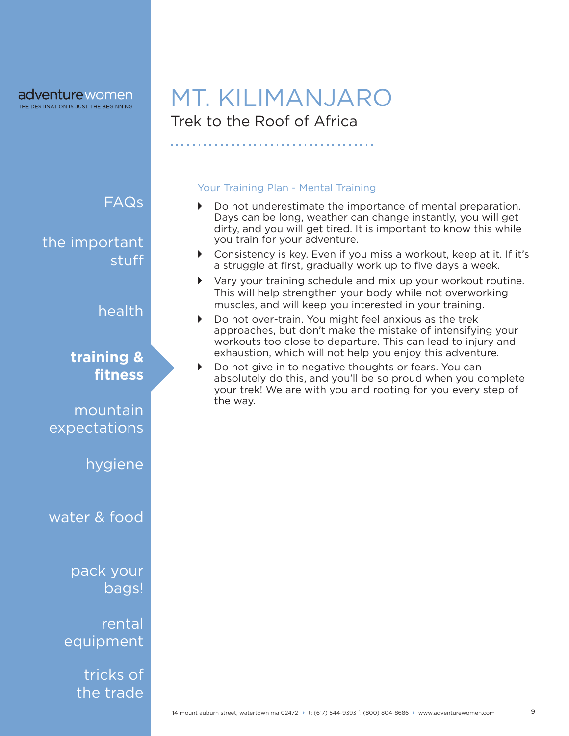# MT. KILIMANJARO

## Trek to the Roof of Africa

### Your Training Plan - Mental Training

- Do not underestimate the importance of mental preparation. Days can be long, weather can change instantly, you will get dirty, and you will get tired. It is important to know this while you train for your adventure.
- Consistency is key. Even if you miss a workout, keep at it. If it's a struggle at first, gradually work up to five days a week.
- Vary your training schedule and mix up your workout routine. This will help strengthen your body while not overworking muscles, and will keep you interested in your training.
- Do not over-train. You might feel anxious as the trek approaches, but don't make the mistake of intensifying your workouts too close to departure. This can lead to injury and exhaustion, which will not help you enjoy this adventure.
- Do not give in to negative thoughts or fears. You can absolutely do this, and you'll be so proud when you complete your trek! We are with you and rooting for you every step of the way.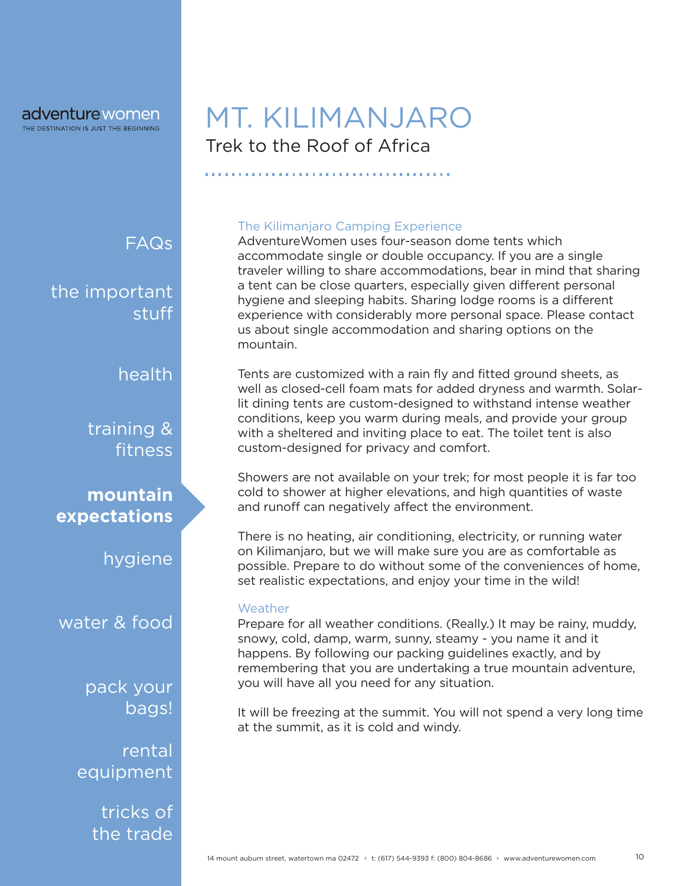# MT. KILIMANJARO

## Trek to the Roof of Africa

### The Kilimanjaro Camping Experience

AdventureWomen uses four-season dome tents which accommodate single or double occupancy. If you are a single traveler willing to share accommodations, bear in mind that sharing a tent can be close quarters, especially given different personal hygiene and sleeping habits. Sharing lodge rooms is a different experience with considerably more personal space. Please contact us about single accommodation and sharing options on the mountain.

Tents are customized with a rain fly and fitted ground sheets, as well as closed-cell foam mats for added dryness and warmth. Solar-lit dining tents are custom-designed to withstand intense weather conditions, keep you warm during meals, and provide your group with a sheltered and inviting place to eat. The toilet tent is also custom-designed for privacy and comfort.

Showers are not available on your trek; for most people it is far too cold to shower at higher elevations, and high quantities of waste and runoff can negatively affect the environment.

There is no heating, air conditioning, electricity, or running water on Kilimanjaro, but we will make sure you are as comfortable as possible. Prepare to do without some of the conveniences of home, set realistic expectations, and enjoy your time in the wild!

### Weather

Prepare for all weather conditions. (Really.) It may be rainy, muddy, snowy, cold, damp, warm, sunny, steamy - you name it and it happens. By following our packing guidelines exactly, and by remembering that you are undertaking a true mountain adventure, you will have all you need for any situation.

It will be freezing at the summit. You will not spend a very long time at the summit, as it is cold and windy.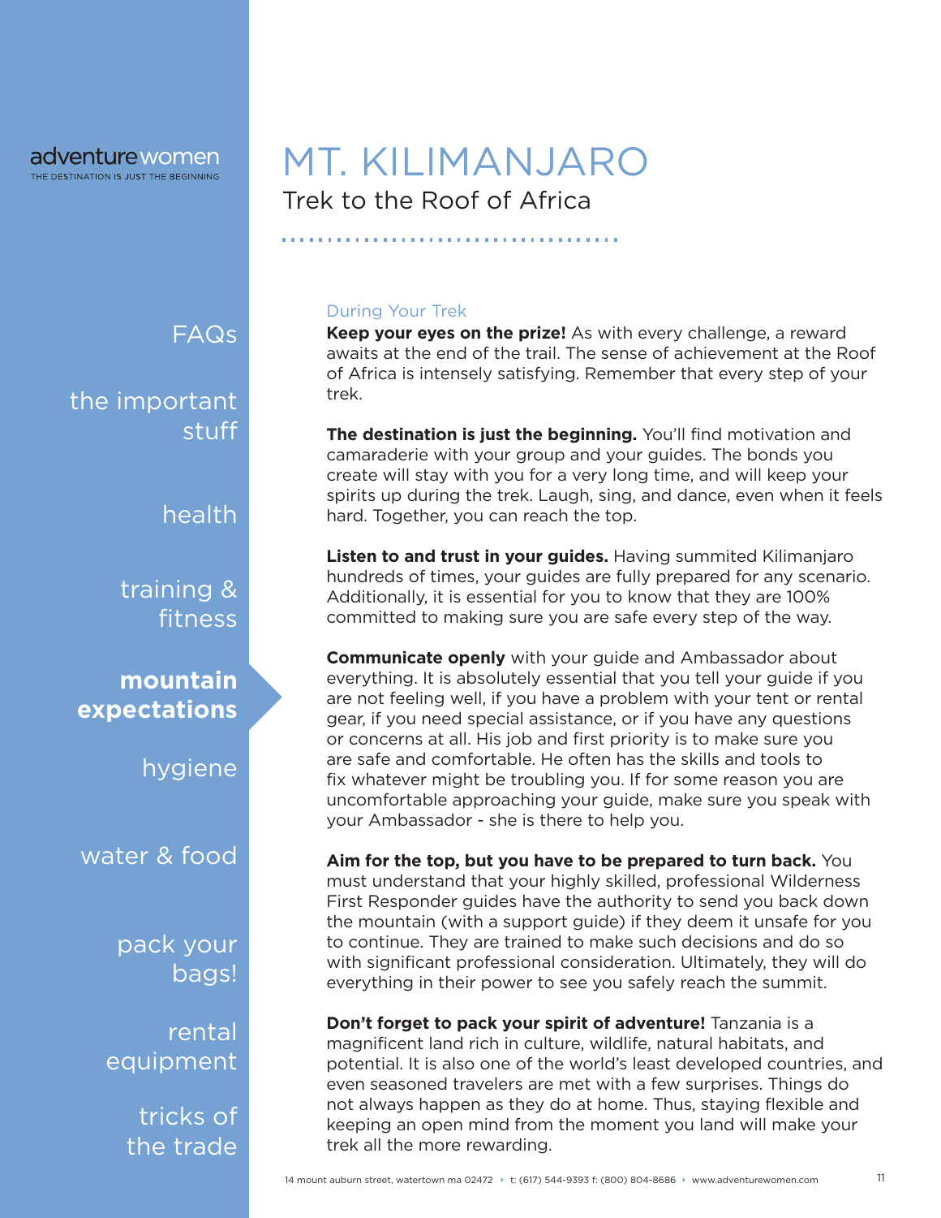# MT. KILIMANJARO

## Trek to the Roof of Africa

FAQs

the important stuff

health

training & fitness

**mountain expectations**

hygiene

water & food

pack your bags!

rental equipment

tricks of the trade

### During Your Trek

**Keep your eyes on the prize!** As with every challenge, a reward awaits at the end of the trail. The sense of achievement at the Roof of Africa is intensely satisfying. Remember that every step of your trek.

**The destination is just the beginning.** You'll find motivation and camaraderie with your group and your guides. The bonds you create will stay with you for a very long time, and will keep your spirits up during the trek. Laugh, sing, and dance, even when it feels hard. Together, you can reach the top.

**Listen to and trust in your guides.** Having summited Kilimanjaro hundreds of times, your guides are fully prepared for any scenario. Additionally, it is essential for you to know that they are 100% committed to making sure you are safe every step of the way.

**Communicate openly** with your guide and Ambassador about everything. It is absolutely essential that you tell your guide if you are not feeling well, if you have a problem with your tent or rental gear, if you need special assistance, or if you have any questions or concerns at all. His job and first priority is to make sure you are safe and comfortable. He often has the skills and tools to fix whatever might be troubling you. If for some reason you are uncomfortable approaching your guide, make sure you speak with your Ambassador - she is there to help you.

**Aim for the top, but you have to be prepared to turn back.** You must understand that your highly skilled, professional Wilderness First Responder guides have the authority to send you back down the mountain (with a support guide) if they deem it unsafe for you to continue. They are trained to make such decisions and do so with significant professional consideration. Ultimately, they will do everything in their power to see you safely reach the summit.

**Don't forget to pack your spirit of adventure!** Tanzania is a magnificent land rich in culture, wildlife, natural habitats, and potential. It is also one of the world's least developed countries, and even seasoned travelers are met with a few surprises. Things do not always happen as they do at home. Thus, staying flexible and keeping an open mind from the moment you land will make your trek all the more rewarding.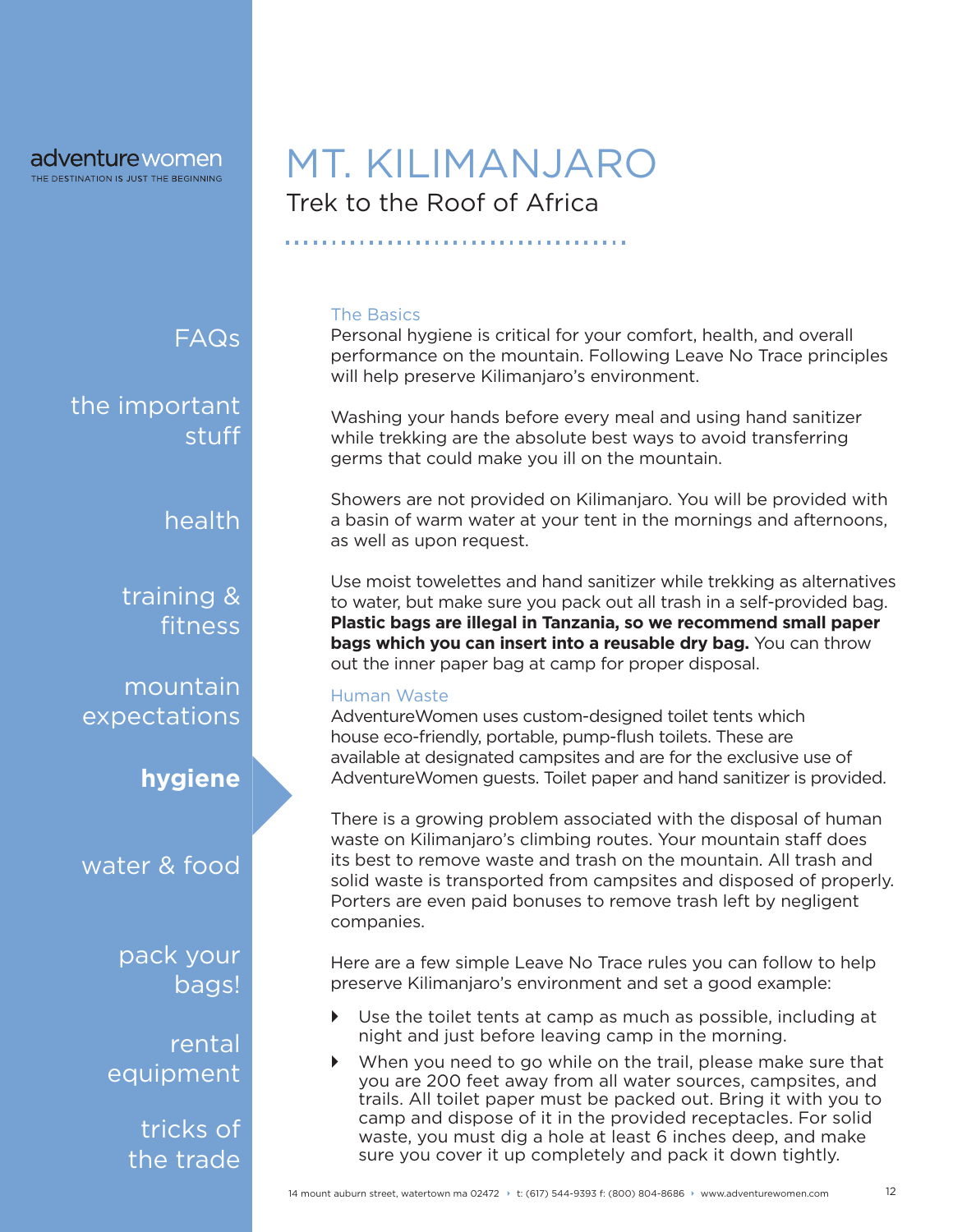# MT. KILIMANJARO

## Trek to the Roof of Africa

### The Basics

Personal hygiene is critical for your comfort, health, and overall performance on the mountain. Following Leave No Trace principles will help preserve Kilimanjaro's environment.

Washing your hands before every meal and using hand sanitizer while trekking are the absolute best ways to avoid transferring germs that could make you ill on the mountain.

Showers are not provided on Kilimanjaro. You will be provided with a basin of warm water at your tent in the mornings and afternoons, as well as upon request.

Use moist towelettes and hand sanitizer while trekking as alternatives to water, but make sure you pack out all trash in a self-provided bag. **Plastic bags are illegal in Tanzania, so we recommend small paper bags which you can insert into a reusable dry bag.** You can throw out the inner paper bag at camp for proper disposal.

### Human Waste

AdventureWomen uses custom-designed toilet tents which house eco-friendly, portable, pump-flush toilets. These are available at designated campsites and are for the exclusive use of AdventureWomen guests. Toilet paper and hand sanitizer is provided.

There is a growing problem associated with the disposal of human waste on Kilimanjaro's climbing routes. Your mountain staff does its best to remove waste and trash on the mountain. All trash and solid waste is transported from campsites and disposed of properly. Porters are even paid bonuses to remove trash left by negligent companies.

Here are a few simple Leave No Trace rules you can follow to help preserve Kilimanjaro's environment and set a good example:

- Use the toilet tents at camp as much as possible, including at night and just before leaving camp in the morning.
- When you need to go while on the trail, please make sure that you are 200 feet away from all water sources, campsites, and trails. All toilet paper must be packed out. Bring it with you to camp and dispose of it in the provided receptacles. For solid waste, you must dig a hole at least 6 inches deep, and make sure you cover it up completely and pack it down tightly.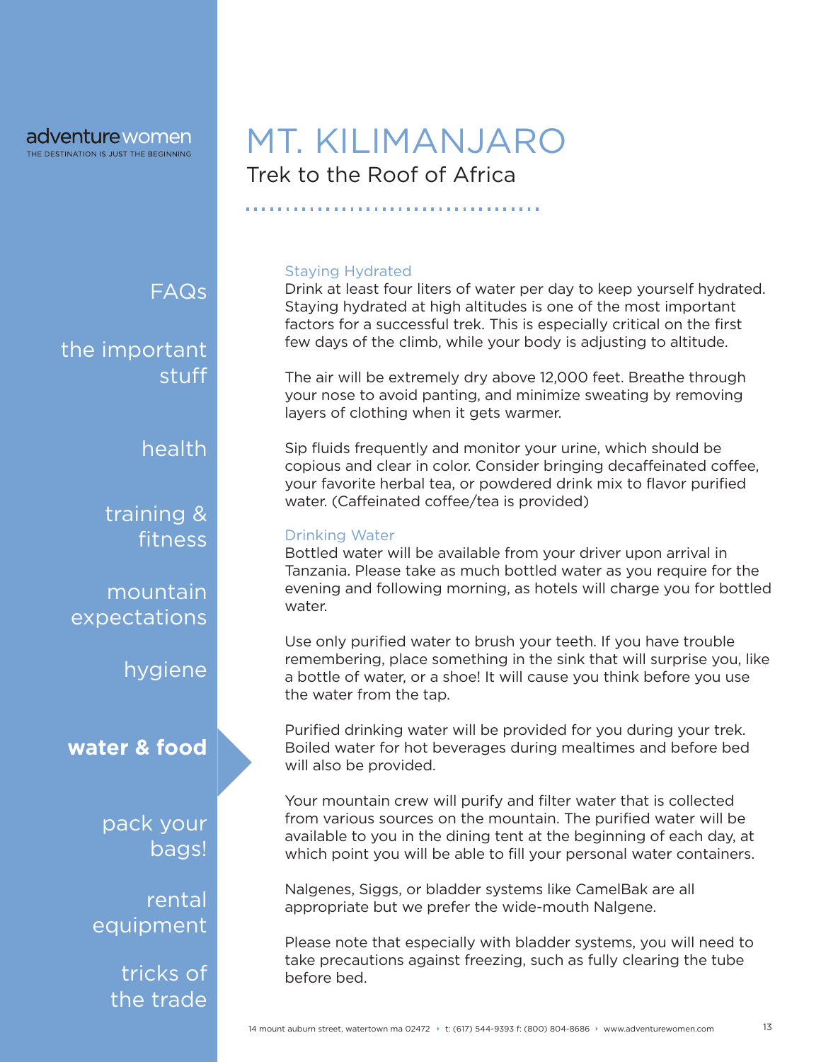# MT. KILIMANJARO

## Trek to the Roof of Africa

### Staying Hydrated

Drink at least four liters of water per day to keep yourself hydrated. Staying hydrated at high altitudes is one of the most important factors for a successful trek. This is especially critical on the first few days of the climb, while your body is adjusting to altitude.

The air will be extremely dry above 12,000 feet. Breathe through your nose to avoid panting, and minimize sweating by removing layers of clothing when it gets warmer.

Sip fluids frequently and monitor your urine, which should be copious and clear in color. Consider bringing decaffeinated coffee, your favorite herbal tea, or powdered drink mix to flavor purified water. (Caffeinated coffee/tea is provided)

### Drinking Water

Bottled water will be available from your driver upon arrival in Tanzania. Please take as much bottled water as you require for the evening and following morning, as hotels will charge you for bottled water.

Use only purified water to brush your teeth. If you have trouble remembering, place something in the sink that will surprise you, like a bottle of water, or a shoe! It will cause you think before you use the water from the tap.

Purified drinking water will be provided for you during your trek. Boiled water for hot beverages during mealtimes and before bed will also be provided.

Your mountain crew will purify and filter water that is collected from various sources on the mountain. The purified water will be available to you in the dining tent at the beginning of each day, at which point you will be able to fill your personal water containers.

Nalgenes, Siggs, or bladder systems like CamelBak are all appropriate but we prefer the wide-mouth Nalgene.

Please note that especially with bladder systems, you will need to take precautions against freezing, such as fully clearing the tube before bed.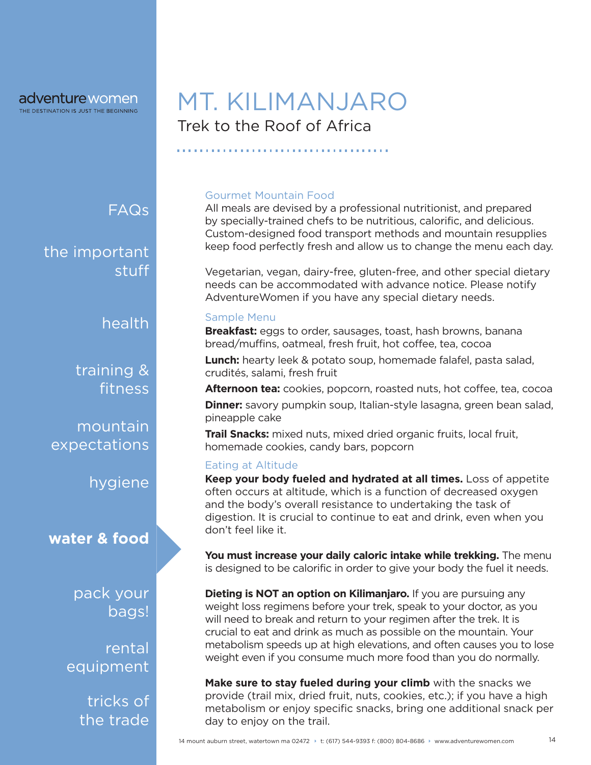# MT. KILIMANJARO

Trek to the Roof of Africa

### Gourmet Mountain Food

All meals are devised by a professional nutritionist, and prepared by specially-trained chefs to be nutritious, calorific, and delicious. Custom-designed food transport methods and mountain resupplies keep food perfectly fresh and allow us to change the menu each day.

Vegetarian, vegan, dairy-free, gluten-free, and other special dietary needs can be accommodated with advance notice. Please notify AdventureWomen if you have any special dietary needs.

### Sample Menu

**Breakfast:** eggs to order, sausages, toast, hash browns, banana bread/muffins, oatmeal, fresh fruit, hot coffee, tea, cocoa

**Lunch:** hearty leek & potato soup, homemade falafel, pasta salad, crudités, salami, fresh fruit

**Afternoon tea:** cookies, popcorn, roasted nuts, hot coffee, tea, cocoa

**Dinner:** savory pumpkin soup, Italian-style lasagna, green bean salad, pineapple cake

**Trail Snacks:** mixed nuts, mixed dried organic fruits, local fruit, homemade cookies, candy bars, popcorn

### Eating at Altitude

**Keep your body fueled and hydrated at all times.** Loss of appetite often occurs at altitude, which is a function of decreased oxygen and the body's overall resistance to undertaking the task of digestion. It is crucial to continue to eat and drink, even when you don't feel like it.

**You must increase your daily caloric intake while trekking.** The menu is designed to be calorific in order to give your body the fuel it needs.

**Dieting is NOT an option on Kilimanjaro.** If you are pursuing any weight loss regimens before your trek, speak to your doctor, as you will need to break and return to your regimen after the trek. It is crucial to eat and drink as much as possible on the mountain. Your metabolism speeds up at high elevations, and often causes you to lose weight even if you consume much more food than you do normally.

**Make sure to stay fueled during your climb** with the snacks we provide (trail mix, dried fruit, nuts, cookies, etc.); if you have a high metabolism or enjoy specific snacks, bring one additional snack per day to enjoy on the trail.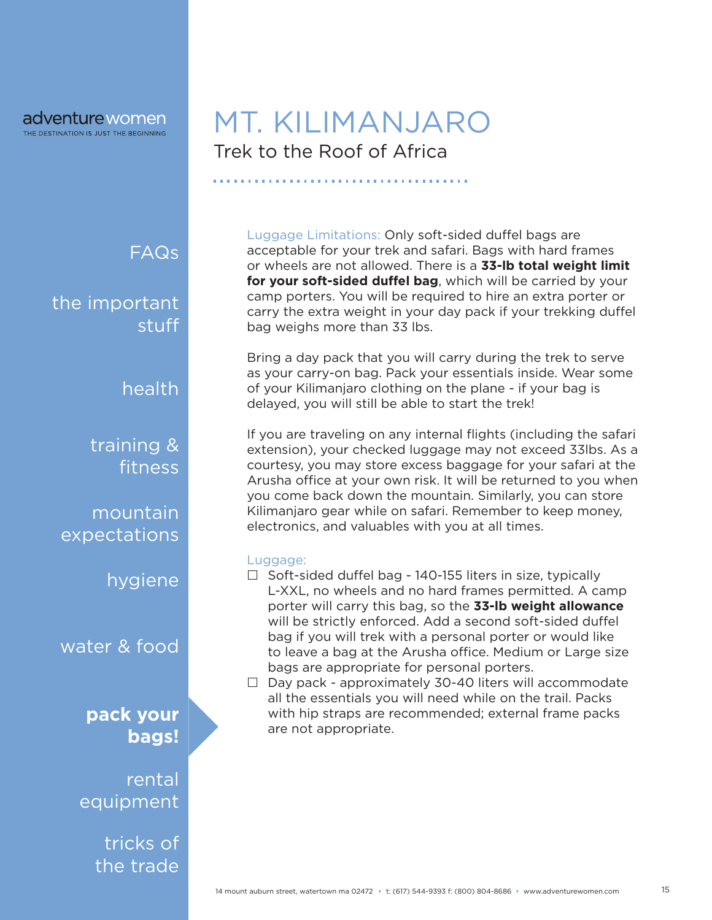# MT. KILIMANJARO

## Trek to the Roof of Africa

Luggage Limitations: Only soft-sided duffel bags are acceptable for your trek and safari. Bags with hard frames or wheels are not allowed. There is a **33-lb total weight limit for your soft-sided duffel bag**, which will be carried by your camp porters. You will be required to hire an extra porter or carry the extra weight in your day pack if your trekking duffel bag weighs more than 33 lbs.

Bring a day pack that you will carry during the trek to serve as your carry-on bag. Pack your essentials inside. Wear some of your Kilimanjaro clothing on the plane - if your bag is delayed, you will still be able to start the trek!

If you are traveling on any internal flights (including the safari extension), your checked luggage may not exceed 33lbs. As a courtesy, you may store excess baggage for your safari at the Arusha office at your own risk. It will be returned to you when you come back down the mountain. Similarly, you can store Kilimanjaro gear while on safari. Remember to keep money, electronics, and valuables with you at all times.

Luggage:

- ☐ Soft-sided duffel bag - 140-155 liters in size, typically L-XXL, no wheels and no hard frames permitted. A camp porter will carry this bag, so the **33-lb weight allowance** will be strictly enforced. Add a second soft-sided duffel bag if you will trek with a personal porter or would like to leave a bag at the Arusha office. Medium or Large size bags are appropriate for personal porters.
- ☐ Day pack - approximately 30-40 liters will accommodate all the essentials you will need while on the trail. Packs with hip straps are recommended; external frame packs are not appropriate.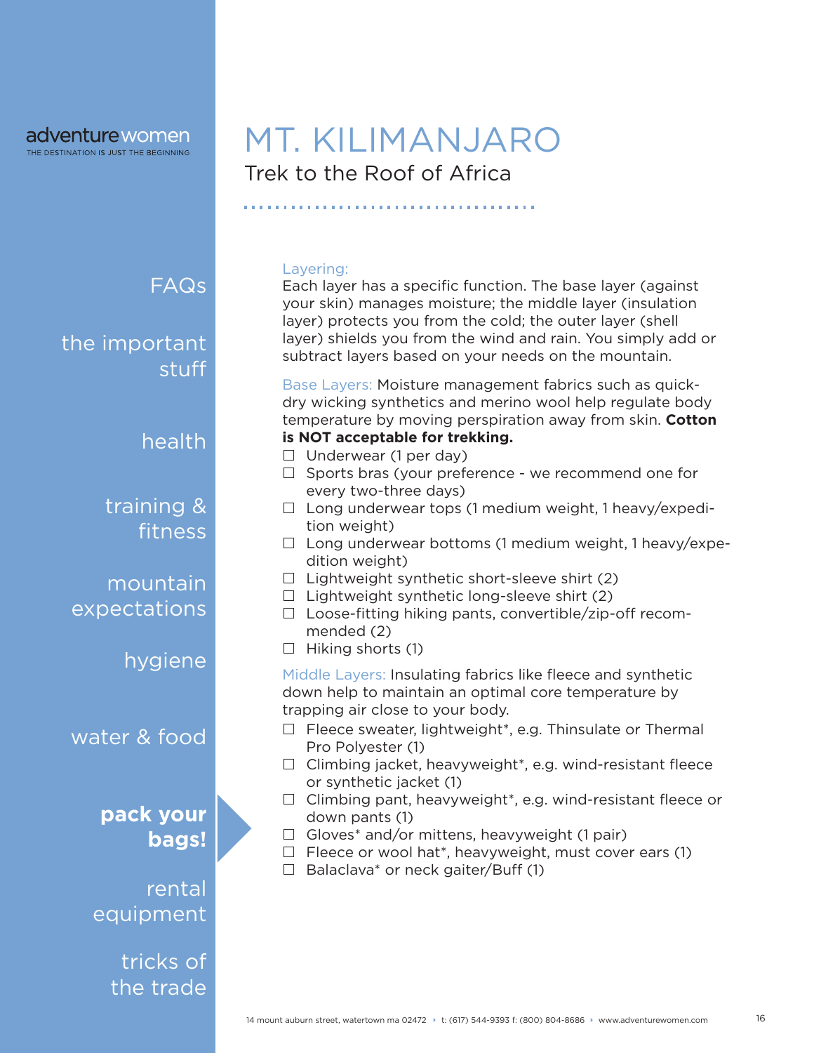# MT. KILIMANJARO

## Trek to the Roof of Africa

FAQs

the important stuff

health

training & fitness

mountain expectations

hygiene

water & food

**pack your bags!**

rental equipment

tricks of the trade

### Layering:

Each layer has a specific function. The base layer (against your skin) manages moisture; the middle layer (insulation layer) protects you from the cold; the outer layer (shell layer) shields you from the wind and rain. You simply add or subtract layers based on your needs on the mountain.

**Base Layers:** Moisture management fabrics such as quick-dry wicking synthetics and merino wool help regulate body temperature by moving perspiration away from skin. **Cotton is NOT acceptable for trekking.**

- ☐ Underwear (1 per day)
- ☐ Sports bras (your preference - we recommend one for every two-three days)
- ☐ Long underwear tops (1 medium weight, 1 heavy/expedition weight)
- ☐ Long underwear bottoms (1 medium weight, 1 heavy/expedition weight)
- ☐ Lightweight synthetic short-sleeve shirt (2)
- ☐ Lightweight synthetic long-sleeve shirt (2)
- ☐ Loose-fitting hiking pants, convertible/zip-off recommended (2)
- ☐ Hiking shorts (1)

**Middle Layers:** Insulating fabrics like fleece and synthetic down help to maintain an optimal core temperature by trapping air close to your body.

- ☐ Fleece sweater, lightweight*, e.g. Thinsulate or Thermal Pro Polyester (1)
- ☐ Climbing jacket, heavyweight*, e.g. wind-resistant fleece or synthetic jacket (1)
- ☐ Climbing pant, heavyweight*, e.g. wind-resistant fleece or down pants (1)
- ☐ Gloves* and/or mittens, heavyweight (1 pair)
- ☐ Fleece or wool hat*, heavyweight, must cover ears (1)
- ☐ Balaclava* or neck gaiter/Buff (1)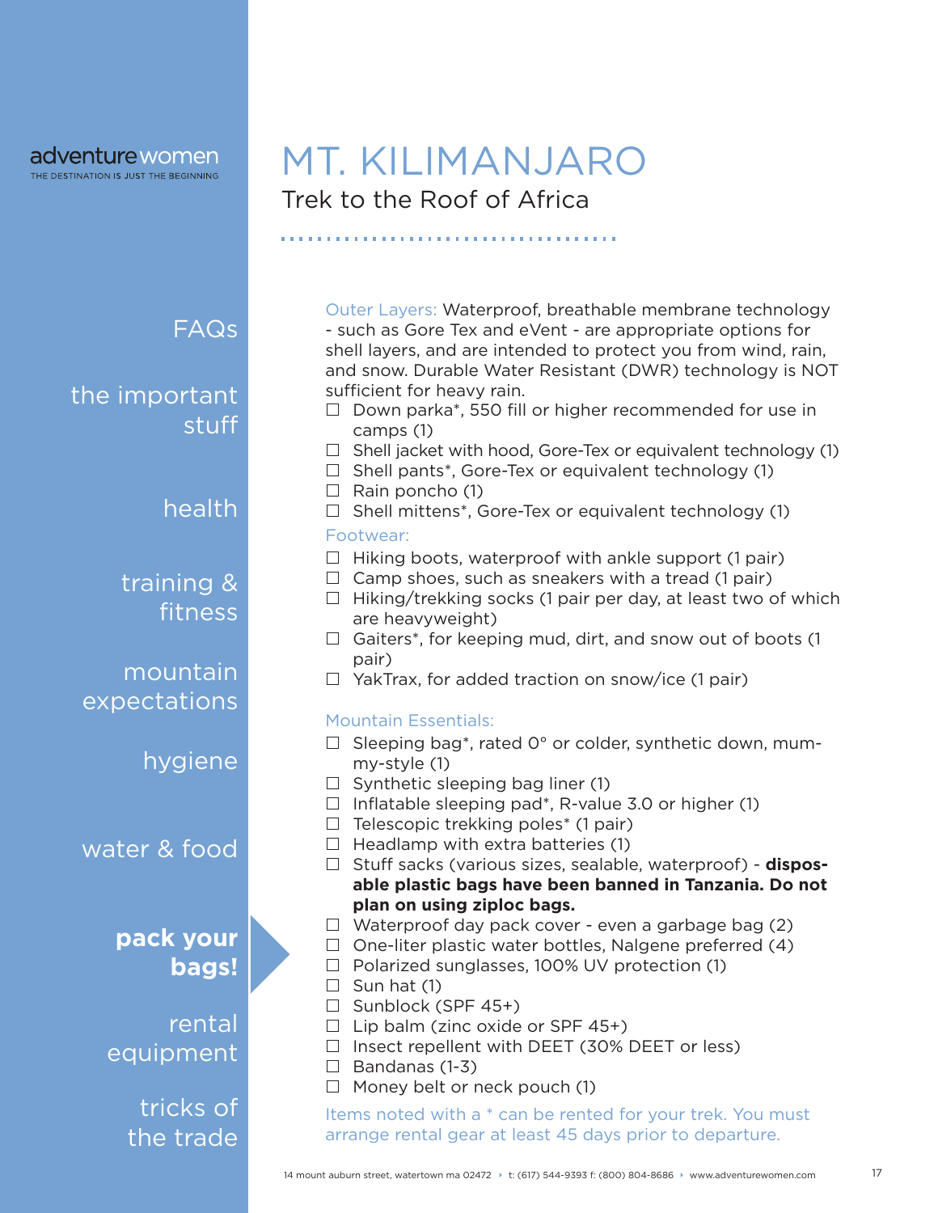# MT. KILIMANJARO

## Trek to the Roof of Africa

Outer Layers: Waterproof, breathable membrane technology - such as Gore Tex and eVent - are appropriate options for shell layers, and are intended to protect you from wind, rain, and snow. Durable Water Resistant (DWR) technology is NOT sufficient for heavy rain.

- ☐ Down parka*, 550 fill or higher recommended for use in camps (1)
- ☐ Shell jacket with hood, Gore-Tex or equivalent technology (1)
- ☐ Shell pants*, Gore-Tex or equivalent technology (1)
- ☐ Rain poncho (1)
- ☐ Shell mittens*, Gore-Tex or equivalent technology (1)

Footwear:

- ☐ Hiking boots, waterproof with ankle support (1 pair)
- ☐ Camp shoes, such as sneakers with a tread (1 pair)
- ☐ Hiking/trekking socks (1 pair per day, at least two of which are heavyweight)
- ☐ Gaiters*, for keeping mud, dirt, and snow out of boots (1 pair)
- ☐ YakTrax, for added traction on snow/ice (1 pair)

Mountain Essentials:

- ☐ Sleeping bag*, rated 0° or colder, synthetic down, mummy-style (1)
- ☐ Synthetic sleeping bag liner (1)
- ☐ Inflatable sleeping pad*, R-value 3.0 or higher (1)
- ☐ Telescopic trekking poles* (1 pair)
- ☐ Headlamp with extra batteries (1)
- ☐ Stuff sacks (various sizes, sealable, waterproof) - **disposable plastic bags have been banned in Tanzania. Do not plan on using ziploc bags.**
- ☐ Waterproof day pack cover - even a garbage bag (2)
- ☐ One-liter plastic water bottles, Nalgene preferred (4)
- ☐ Polarized sunglasses, 100% UV protection (1)
- ☐ Sun hat (1)
- ☐ Sunblock (SPF 45+)
- ☐ Lip balm (zinc oxide or SPF 45+)
- ☐ Insect repellent with DEET (30% DEET or less)
- ☐ Bandanas (1-3)
- ☐ Money belt or neck pouch (1)

Items noted with a * can be rented for your trek. You must arrange rental gear at least 45 days prior to departure.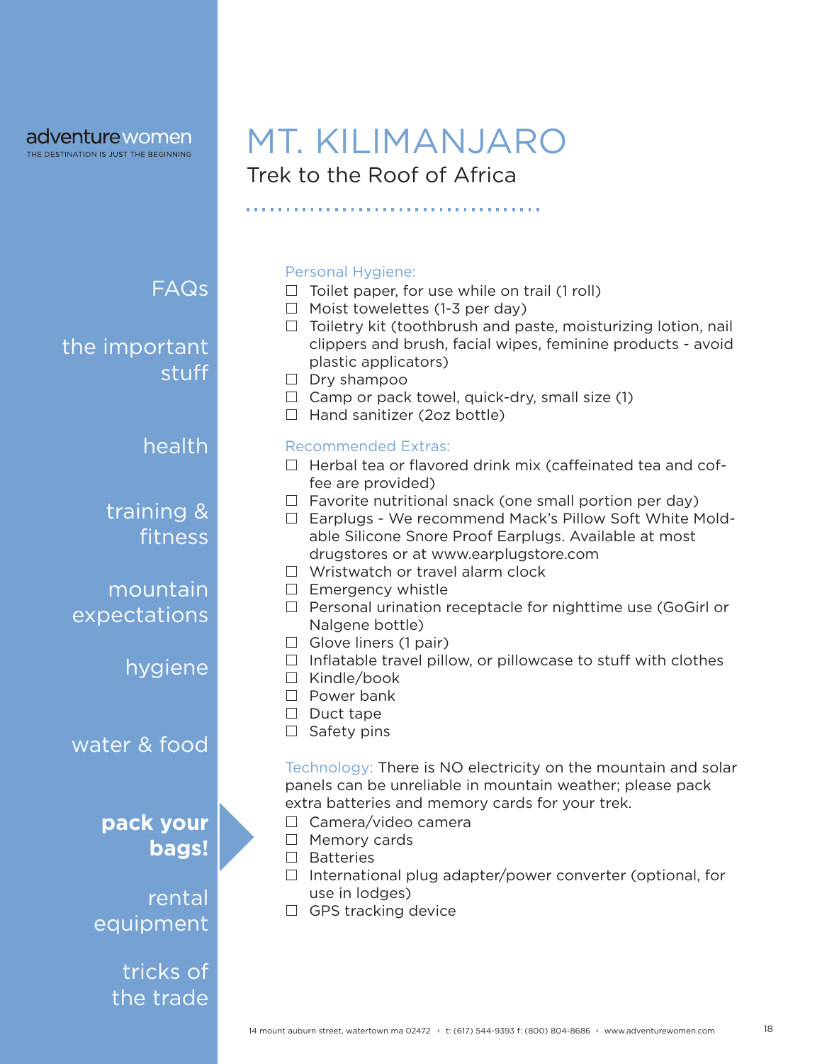# MT. KILIMANJARO

## Trek to the Roof of Africa

### Personal Hygiene:

- ☐ Toilet paper, for use while on trail (1 roll)
- ☐ Moist towelettes (1-3 per day)
- ☐ Toiletry kit (toothbrush and paste, moisturizing lotion, nail clippers and brush, facial wipes, feminine products - avoid plastic applicators)
- ☐ Dry shampoo
- ☐ Camp or pack towel, quick-dry, small size (1)
- ☐ Hand sanitizer (2oz bottle)

### Recommended Extras:

- ☐ Herbal tea or flavored drink mix (caffeinated tea and coffee are provided)
- ☐ Favorite nutritional snack (one small portion per day)
- ☐ Earplugs - We recommend Mack's Pillow Soft White Moldable Silicone Snore Proof Earplugs. Available at most drugstores or at www.earplugstore.com
- ☐ Wristwatch or travel alarm clock
- ☐ Emergency whistle
- ☐ Personal urination receptacle for nighttime use (GoGirl or Nalgene bottle)
- ☐ Glove liners (1 pair)
- ☐ Inflatable travel pillow, or pillowcase to stuff with clothes
- ☐ Kindle/book
- ☐ Power bank
- ☐ Duct tape
- ☐ Safety pins

**Technology:** There is NO electricity on the mountain and solar panels can be unreliable in mountain weather; please pack extra batteries and memory cards for your trek.

- ☐ Camera/video camera
- ☐ Memory cards
- ☐ Batteries
- ☐ International plug adapter/power converter (optional, for use in lodges)
- ☐ GPS tracking device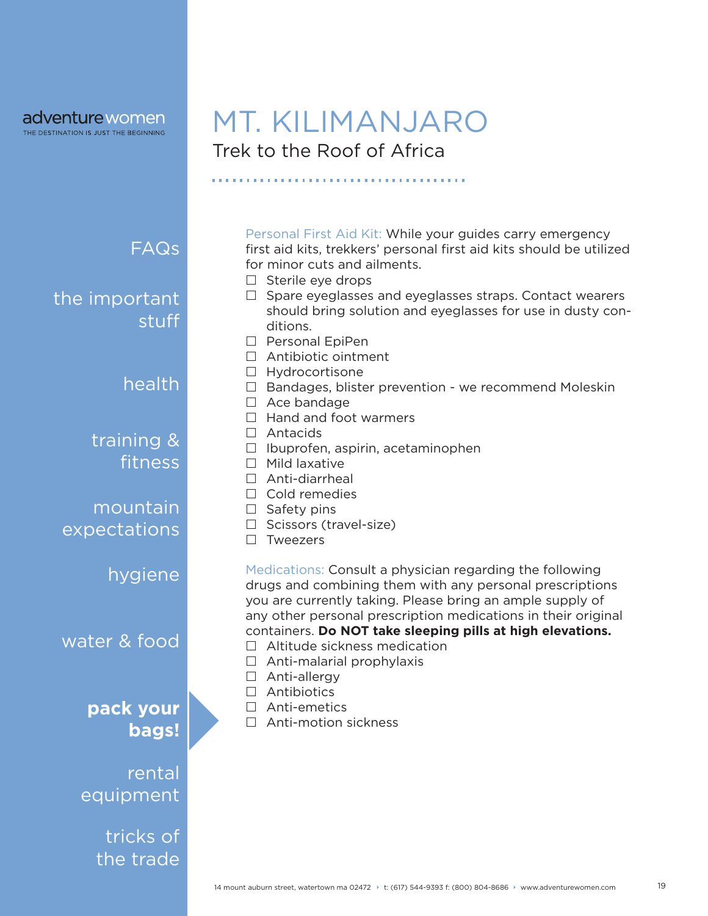# MT. KILIMANJARO

## Trek to the Roof of Africa

Personal First Aid Kit: While your guides carry emergency first aid kits, trekkers' personal first aid kits should be utilized for minor cuts and ailments.

- ☐ Sterile eye drops
- ☐ Spare eyeglasses and eyeglasses straps. Contact wearers should bring solution and eyeglasses for use in dusty conditions.
- ☐ Personal EpiPen
- ☐ Antibiotic ointment
- ☐ Hydrocortisone
- ☐ Bandages, blister prevention - we recommend Moleskin
- ☐ Ace bandage
- ☐ Hand and foot warmers
- ☐ Antacids
- ☐ Ibuprofen, aspirin, acetaminophen
- ☐ Mild laxative
- ☐ Anti-diarrheal
- ☐ Cold remedies
- ☐ Safety pins
- ☐ Scissors (travel-size)
- ☐ Tweezers

Medications: Consult a physician regarding the following drugs and combining them with any personal prescriptions you are currently taking. Please bring an ample supply of any other personal prescription medications in their original containers. **Do NOT take sleeping pills at high elevations.**

- ☐ Altitude sickness medication
- ☐ Anti-malarial prophylaxis
- ☐ Anti-allergy
- ☐ Antibiotics
- ☐ Anti-emetics
- ☐ Anti-motion sickness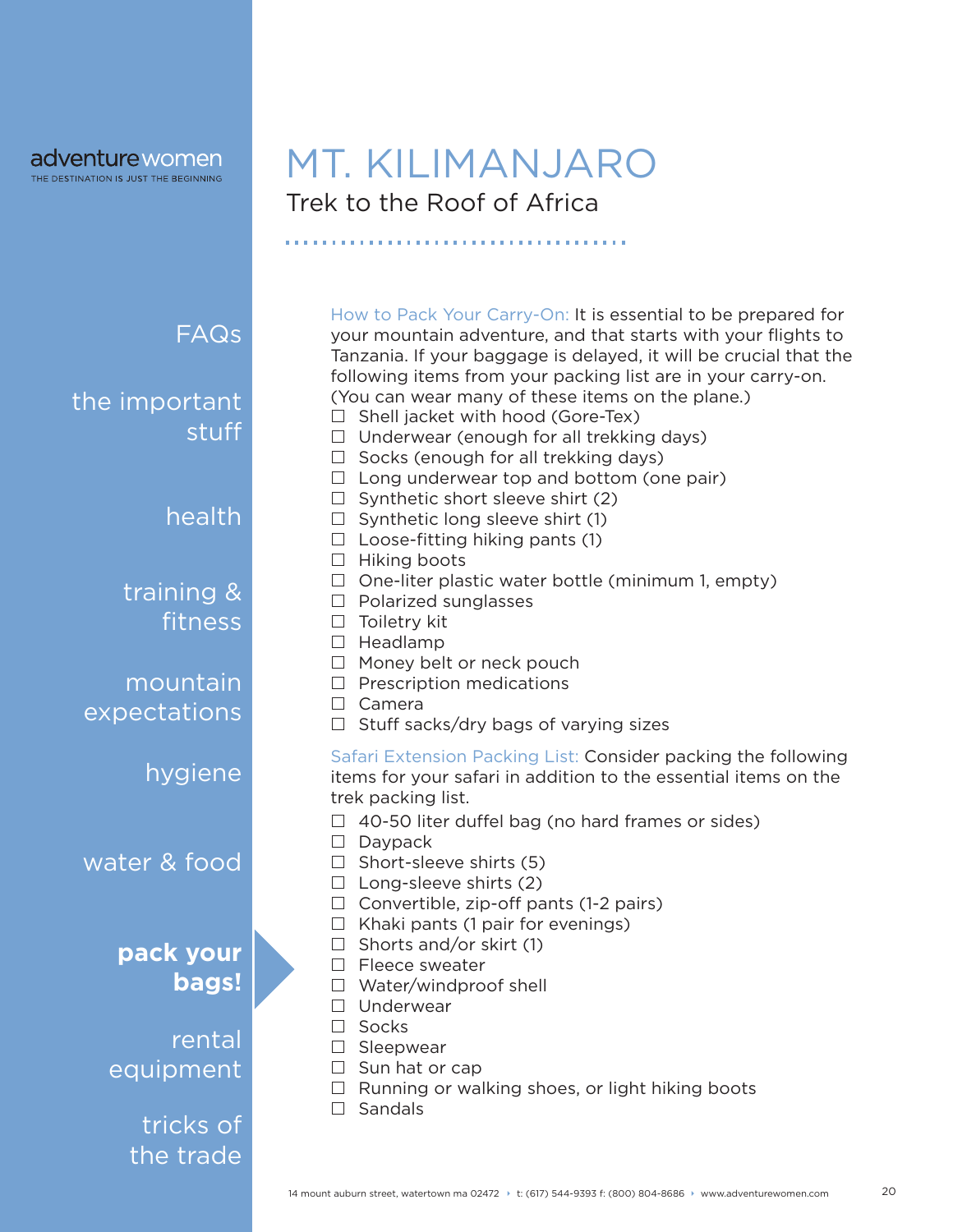# MT. KILIMANJARO

## Trek to the Roof of Africa

How to Pack Your Carry-On: It is essential to be prepared for your mountain adventure, and that starts with your flights to Tanzania. If your baggage is delayed, it will be crucial that the following items from your packing list are in your carry-on. (You can wear many of these items on the plane.)

- ☐ Shell jacket with hood (Gore-Tex)
- ☐ Underwear (enough for all trekking days)
- ☐ Socks (enough for all trekking days)
- ☐ Long underwear top and bottom (one pair)
- ☐ Synthetic short sleeve shirt (2)
- ☐ Synthetic long sleeve shirt (1)
- ☐ Loose-fitting hiking pants (1)
- ☐ Hiking boots
- ☐ One-liter plastic water bottle (minimum 1, empty)
- ☐ Polarized sunglasses
- ☐ Toiletry kit
- ☐ Headlamp
- ☐ Money belt or neck pouch
- ☐ Prescription medications
- ☐ Camera
- ☐ Stuff sacks/dry bags of varying sizes

Safari Extension Packing List: Consider packing the following items for your safari in addition to the essential items on the trek packing list.

- ☐ 40-50 liter duffel bag (no hard frames or sides)
- ☐ Daypack
- ☐ Short-sleeve shirts (5)
- ☐ Long-sleeve shirts (2)
- ☐ Convertible, zip-off pants (1-2 pairs)
- ☐ Khaki pants (1 pair for evenings)
- ☐ Shorts and/or skirt (1)
- ☐ Fleece sweater
- ☐ Water/windproof shell
- ☐ Underwear
- ☐ Socks
- ☐ Sleepwear
- ☐ Sun hat or cap
- ☐ Running or walking shoes, or light hiking boots
- ☐ Sandals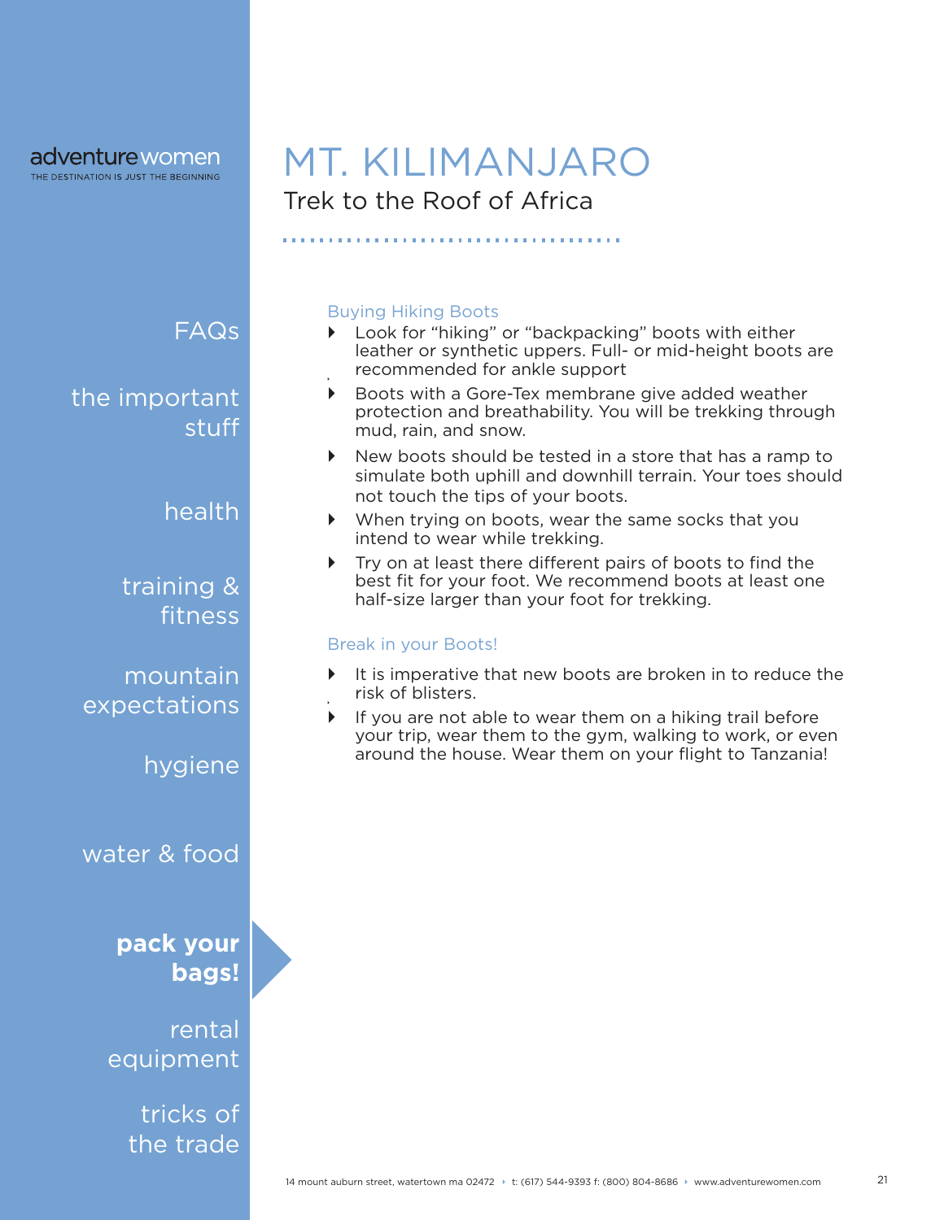# MT. KILIMANJARO

## Trek to the Roof of Africa

### Buying Hiking Boots

- Look for "hiking" or "backpacking" boots with either leather or synthetic uppers. Full- or mid-height boots are recommended for ankle support
- Boots with a Gore-Tex membrane give added weather protection and breathability. You will be trekking through mud, rain, and snow.
- New boots should be tested in a store that has a ramp to simulate both uphill and downhill terrain. Your toes should not touch the tips of your boots.
- When trying on boots, wear the same socks that you intend to wear while trekking.
- Try on at least there different pairs of boots to find the best fit for your foot. We recommend boots at least one half-size larger than your foot for trekking.

### Break in your Boots!

- It is imperative that new boots are broken in to reduce the risk of blisters.
- If you are not able to wear them on a hiking trail before your trip, wear them to the gym, walking to work, or even around the house. Wear them on your flight to Tanzania!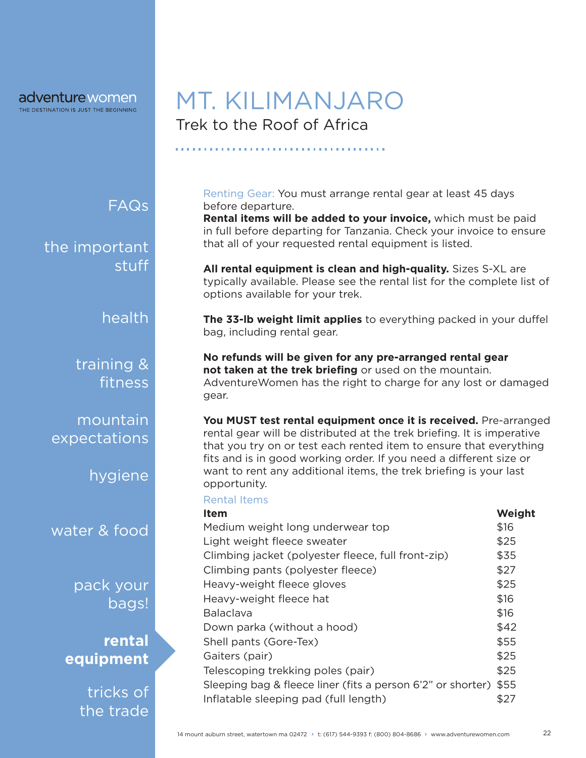# MT. KILIMANJARO

## Trek to the Roof of Africa

Renting Gear: You must arrange rental gear at least 45 days before departure.

**Rental items will be added to your invoice,** which must be paid in full before departing for Tanzania. Check your invoice to ensure that all of your requested rental equipment is listed.

**All rental equipment is clean and high-quality.** Sizes S-XL are typically available. Please see the rental list for the complete list of options available for your trek.

**The 33-lb weight limit applies** to everything packed in your duffel bag, including rental gear.

**No refunds will be given for any pre-arranged rental gear not taken at the trek briefing** or used on the mountain. AdventureWomen has the right to charge for any lost or damaged gear.

**You MUST test rental equipment once it is received.** Pre-arranged rental gear will be distributed at the trek briefing. It is imperative that you try on or test each rented item to ensure that everything fits and is in good working order. If you need a different size or want to rent any additional items, the trek briefing is your last opportunity.

Rental Items

| Item | Weight |
|---|---|
| Medium weight long underwear top | $16 |
| Light weight fleece sweater | $25 |
| Climbing jacket (polyester fleece, full front-zip) | $35 |
| Climbing pants (polyester fleece) | $27 |
| Heavy-weight fleece gloves | $25 |
| Heavy-weight fleece hat | $16 |
| Balaclava | $16 |
| Down parka (without a hood) | $42 |
| Shell pants (Gore-Tex) | $55 |
| Gaiters (pair) | $25 |
| Telescoping trekking poles (pair) | $25 |
| Sleeping bag & fleece liner (fits a person 6'2" or shorter) | $55 |
| Inflatable sleeping pad (full length) | $27 |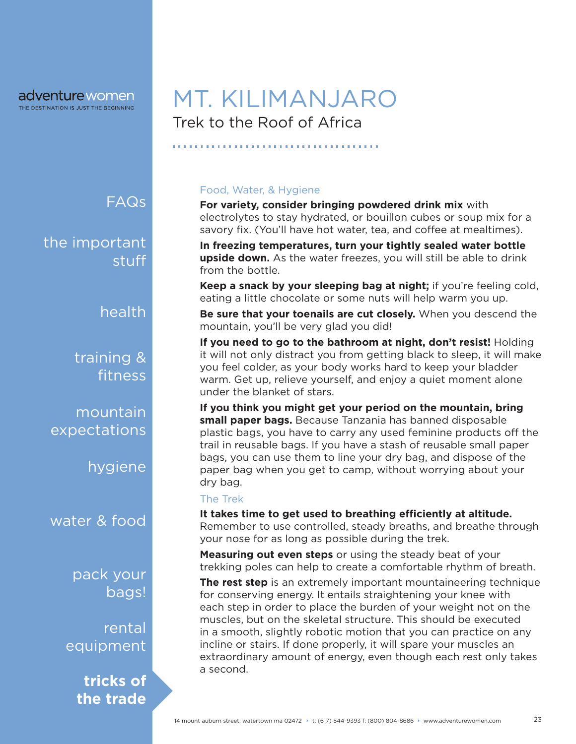# MT. KILIMANJARO

## Trek to the Roof of Africa

FAQs

the important stuff

health

training & fitness

mountain expectations

hygiene

water & food

pack your bags!

rental equipment

**tricks of the trade**

### Food, Water, & Hygiene

**For variety, consider bringing powdered drink mix** with electrolytes to stay hydrated, or bouillon cubes or soup mix for a savory fix. (You'll have hot water, tea, and coffee at mealtimes).

**In freezing temperatures, turn your tightly sealed water bottle upside down.** As the water freezes, you will still be able to drink from the bottle.

**Keep a snack by your sleeping bag at night;** if you're feeling cold, eating a little chocolate or some nuts will help warm you up.

**Be sure that your toenails are cut closely.** When you descend the mountain, you'll be very glad you did!

**If you need to go to the bathroom at night, don't resist!** Holding it will not only distract you from getting black to sleep, it will make you feel colder, as your body works hard to keep your bladder warm. Get up, relieve yourself, and enjoy a quiet moment alone under the blanket of stars.

**If you think you might get your period on the mountain, bring small paper bags.** Because Tanzania has banned disposable plastic bags, you have to carry any used feminine products off the trail in reusable bags. If you have a stash of reusable small paper bags, you can use them to line your dry bag, and dispose of the paper bag when you get to camp, without worrying about your dry bag.

### The Trek

**It takes time to get used to breathing efficiently at altitude.** Remember to use controlled, steady breaths, and breathe through your nose for as long as possible during the trek.

**Measuring out even steps** or using the steady beat of your trekking poles can help to create a comfortable rhythm of breath.

**The rest step** is an extremely important mountaineering technique for conserving energy. It entails straightening your knee with each step in order to place the burden of your weight not on the muscles, but on the skeletal structure. This should be executed in a smooth, slightly robotic motion that you can practice on any incline or stairs. If done properly, it will spare your muscles an extraordinary amount of energy, even though each rest only takes a second.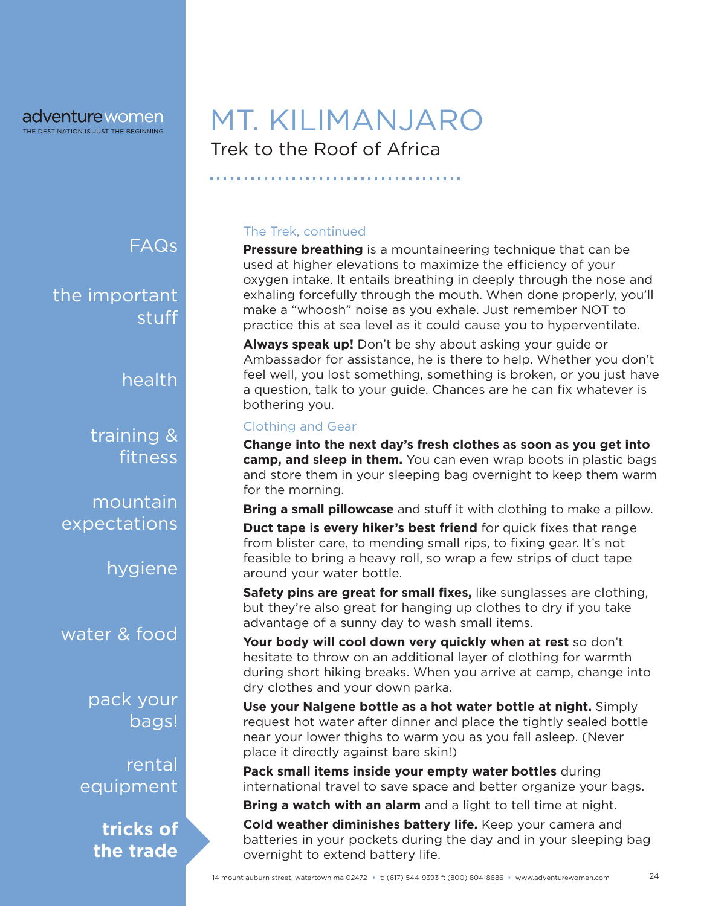# MT. KILIMANJARO

Trek to the Roof of Africa

### The Trek, continued

**Pressure breathing** is a mountaineering technique that can be used at higher elevations to maximize the efficiency of your oxygen intake. It entails breathing in deeply through the nose and exhaling forcefully through the mouth. When done properly, you'll make a "whoosh" noise as you exhale. Just remember NOT to practice this at sea level as it could cause you to hyperventilate.

**Always speak up!** Don't be shy about asking your guide or Ambassador for assistance, he is there to help. Whether you don't feel well, you lost something, something is broken, or you just have a question, talk to your guide. Chances are he can fix whatever is bothering you.

### Clothing and Gear

**Change into the next day's fresh clothes as soon as you get into camp, and sleep in them.** You can even wrap boots in plastic bags and store them in your sleeping bag overnight to keep them warm for the morning.

**Bring a small pillowcase** and stuff it with clothing to make a pillow.

**Duct tape is every hiker's best friend** for quick fixes that range from blister care, to mending small rips, to fixing gear. It's not feasible to bring a heavy roll, so wrap a few strips of duct tape around your water bottle.

**Safety pins are great for small fixes,** like sunglasses are clothing, but they're also great for hanging up clothes to dry if you take advantage of a sunny day to wash small items.

**Your body will cool down very quickly when at rest** so don't hesitate to throw on an additional layer of clothing for warmth during short hiking breaks. When you arrive at camp, change into dry clothes and your down parka.

**Use your Nalgene bottle as a hot water bottle at night.** Simply request hot water after dinner and place the tightly sealed bottle near your lower thighs to warm you as you fall asleep. (Never place it directly against bare skin!)

**Pack small items inside your empty water bottles** during international travel to save space and better organize your bags.

**Bring a watch with an alarm** and a light to tell time at night.

**Cold weather diminishes battery life.** Keep your camera and batteries in your pockets during the day and in your sleeping bag overnight to extend battery life.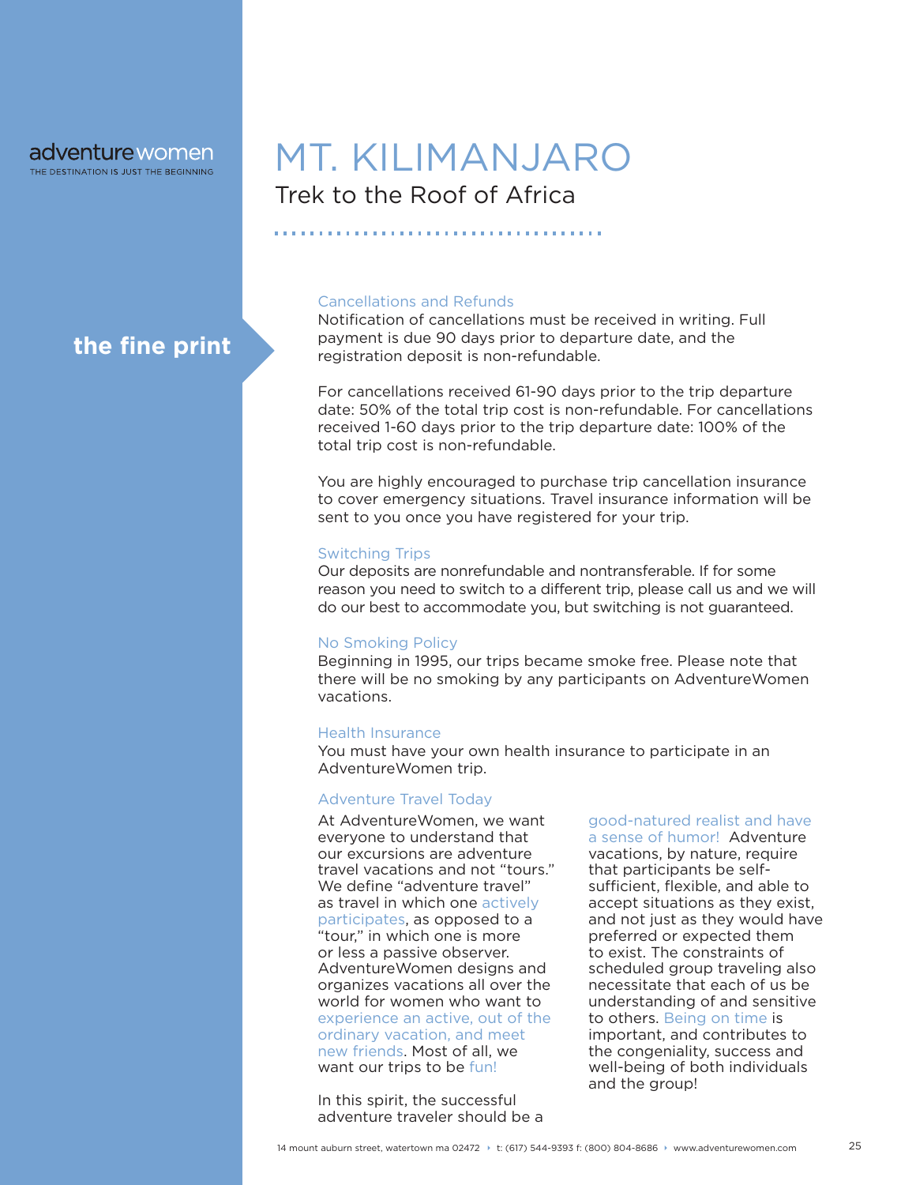adventurewomen
THE DESTINATION IS JUST THE BEGINNING

# MT. KILIMANJARO

## Trek to the Roof of Africa

## the fine print

### Cancellations and Refunds

Notification of cancellations must be received in writing. Full payment is due 90 days prior to departure date, and the registration deposit is non-refundable.

For cancellations received 61-90 days prior to the trip departure date: 50% of the total trip cost is non-refundable. For cancellations received 1-60 days prior to the trip departure date: 100% of the total trip cost is non-refundable.

You are highly encouraged to purchase trip cancellation insurance to cover emergency situations. Travel insurance information will be sent to you once you have registered for your trip.

### Switching Trips

Our deposits are nonrefundable and nontransferable. If for some reason you need to switch to a different trip, please call us and we will do our best to accommodate you, but switching is not guaranteed.

### No Smoking Policy

Beginning in 1995, our trips became smoke free. Please note that there will be no smoking by any participants on AdventureWomen vacations.

### Health Insurance

You must have your own health insurance to participate in an AdventureWomen trip.

### Adventure Travel Today

At AdventureWomen, we want everyone to understand that our excursions are adventure travel vacations and not "tours." We define "adventure travel" as travel in which one actively participates, as opposed to a "tour," in which one is more or less a passive observer. AdventureWomen designs and organizes vacations all over the world for women who want to experience an active, out of the ordinary vacation, and meet new friends. Most of all, we want our trips to be fun!

In this spirit, the successful adventure traveler should be a good-natured realist and have a sense of humor! Adventure vacations, by nature, require that participants be self-sufficient, flexible, and able to accept situations as they exist, and not just as they would have preferred or expected them to exist. The constraints of scheduled group traveling also necessitate that each of us be understanding of and sensitive to others. Being on time is important, and contributes to the congeniality, success and well-being of both individuals and the group!

14 mount auburn street, watertown ma 02472 ‣ t: (617) 544-9393 f: (800) 804-8686 ‣ www.adventurewomen.com